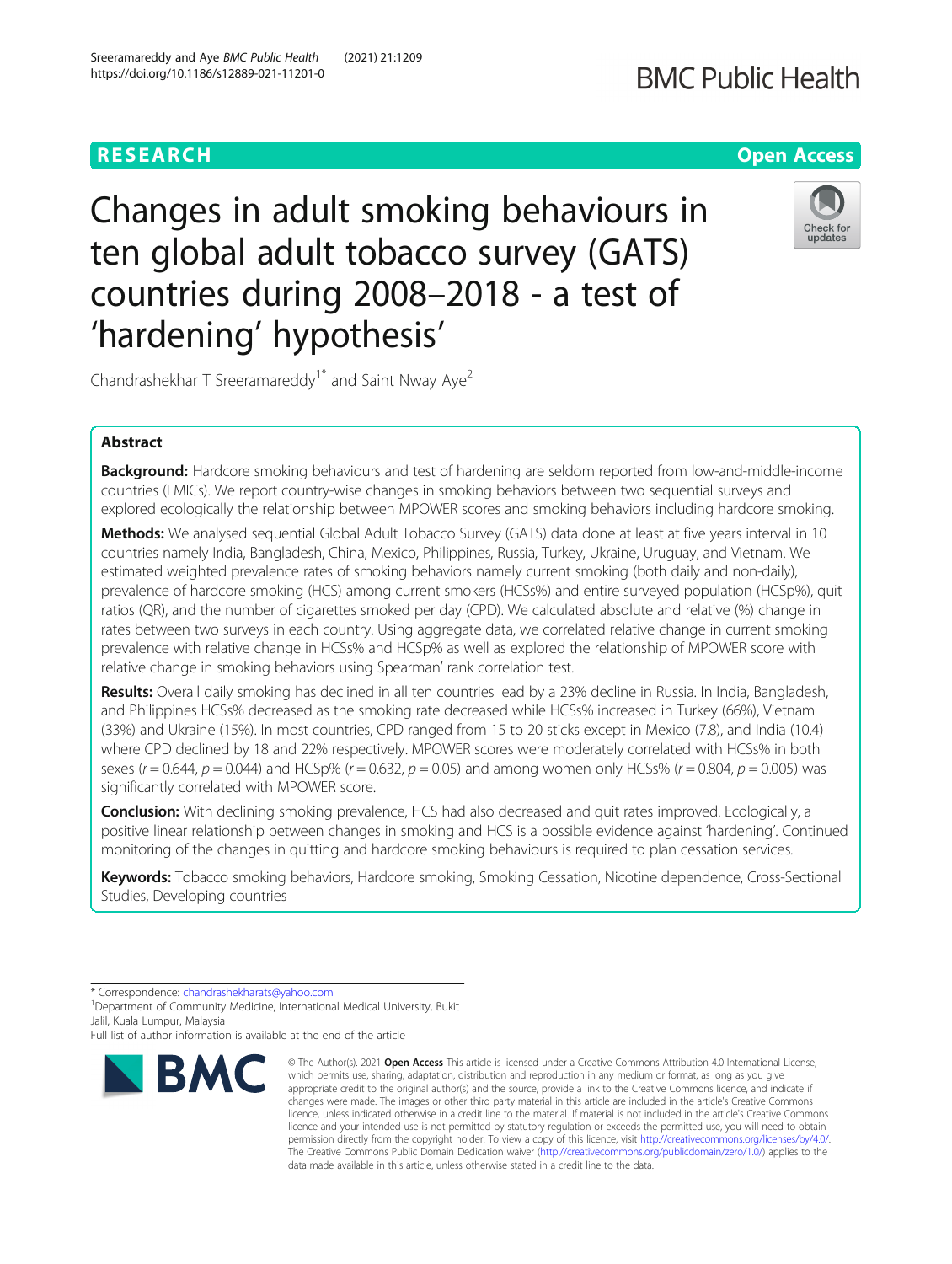# Changes in adult smoking behaviours in ten global adult tobacco survey (GATS) countries during 2008–2018 - a test of 'hardening' hypothesis'

Chandrashekhar T Sreeramareddy[1*] and Saint Nway Aye[2]

## Abstract

**Background:** Hardcore smoking behaviours and test of hardening are seldom reported from low-and-middle-income countries (LMICs). We report country-wise changes in smoking behaviors between two sequential surveys and explored ecologically the relationship between MPOWER scores and smoking behaviors including hardcore smoking.

**Methods:** We analysed sequential Global Adult Tobacco Survey (GATS) data done at least at five years interval in 10 countries namely India, Bangladesh, China, Mexico, Philippines, Russia, Turkey, Ukraine, Uruguay, and Vietnam. We estimated weighted prevalence rates of smoking behaviors namely current smoking (both daily and non-daily), prevalence of hardcore smoking (HCS) among current smokers (HCSs%) and entire surveyed population (HCSp%), quit ratios (QR), and the number of cigarettes smoked per day (CPD). We calculated absolute and relative (%) change in rates between two surveys in each country. Using aggregate data, we correlated relative change in current smoking prevalence with relative change in HCSs% and HCSp% as well as explored the relationship of MPOWER score with relative change in smoking behaviors using Spearman' rank correlation test.

**Results:** Overall daily smoking has declined in all ten countries lead by a 23% decline in Russia. In India, Bangladesh, and Philippines HCSs% decreased as the smoking rate decreased while HCSs% increased in Turkey (66%), Vietnam (33%) and Ukraine (15%). In most countries, CPD ranged from 15 to 20 sticks except in Mexico (7.8), and India (10.4) where CPD declined by 18 and 22% respectively. MPOWER scores were moderately correlated with HCSs% in both sexes ($r = 0.644$, $p = 0.044$) and HCSp% ($r = 0.632$, $p = 0.05$) and among women only HCSs% ($r = 0.804$, $p = 0.005$) was significantly correlated with MPOWER score.

**Conclusion:** With declining smoking prevalence, HCS had also decreased and quit rates improved. Ecologically, a positive linear relationship between changes in smoking and HCS is a possible evidence against 'hardening'. Continued monitoring of the changes in quitting and hardcore smoking behaviours is required to plan cessation services.

**Keywords:** Tobacco smoking behaviors, Hardcore smoking, Smoking Cessation, Nicotine dependence, Cross-Sectional Studies, Developing countries

* Correspondence: chandrashekharats@yahoo.com
[1]Department of Community Medicine, International Medical University, Bukit Jalil, Kuala Lumpur, Malaysia
Full list of author information is available at the end of the article

© The Author(s). 2021 **Open Access** This article is licensed under a Creative Commons Attribution 4.0 International License, which permits use, sharing, adaptation, distribution and reproduction in any medium or format, as long as you give appropriate credit to the original author(s) and the source, provide a link to the Creative Commons licence, and indicate if changes were made. The images or other third party material in this article are included in the article's Creative Commons licence, unless indicated otherwise in a credit line to the material. If material is not included in the article's Creative Commons licence and your intended use is not permitted by statutory regulation or exceeds the permitted use, you will need to obtain permission directly from the copyright holder. To view a copy of this licence, visit http://creativecommons.org/licenses/by/4.0/. The Creative Commons Public Domain Dedication waiver (http://creativecommons.org/publicdomain/zero/1.0/) applies to the data made available in this article, unless otherwise stated in a credit line to the data.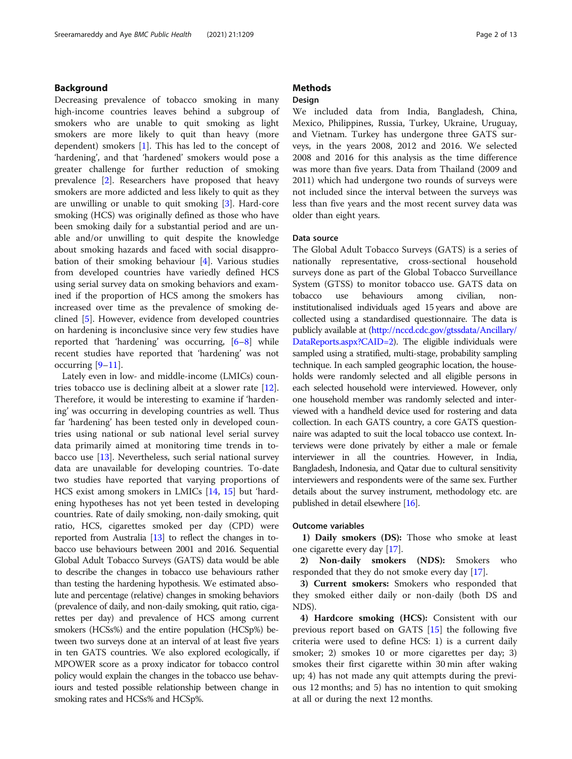## Background

Decreasing prevalence of tobacco smoking in many high-income countries leaves behind a subgroup of smokers who are unable to quit smoking as light smokers are more likely to quit than heavy (more dependent) smokers [1]. This has led to the concept of 'hardening', and that 'hardened' smokers would pose a greater challenge for further reduction of smoking prevalence [2]. Researchers have proposed that heavy smokers are more addicted and less likely to quit as they are unwilling or unable to quit smoking [3]. Hard-core smoking (HCS) was originally defined as those who have been smoking daily for a substantial period and are unable and/or unwilling to quit despite the knowledge about smoking hazards and faced with social disapprobation of their smoking behaviour [4]. Various studies from developed countries have variedly defined HCS using serial survey data on smoking behaviors and examined if the proportion of HCS among the smokers has increased over time as the prevalence of smoking declined [5]. However, evidence from developed countries on hardening is inconclusive since very few studies have reported that 'hardening' was occurring, [6–8] while recent studies have reported that 'hardening' was not occurring [9–11].

Lately even in low- and middle-income (LMICs) countries tobacco use is declining albeit at a slower rate [12]. Therefore, it would be interesting to examine if 'hardening' was occurring in developing countries as well. Thus far 'hardening' has been tested only in developed countries using national or sub national level serial survey data primarily aimed at monitoring time trends in tobacco use [13]. Nevertheless, such serial national survey data are unavailable for developing countries. To-date two studies have reported that varying proportions of HCS exist among smokers in LMICs [14, 15] but 'hardening hypotheses has not yet been tested in developing countries. Rate of daily smoking, non-daily smoking, quit ratio, HCS, cigarettes smoked per day (CPD) were reported from Australia [13] to reflect the changes in tobacco use behaviours between 2001 and 2016. Sequential Global Adult Tobacco Surveys (GATS) data would be able to describe the changes in tobacco use behaviours rather than testing the hardening hypothesis. We estimated absolute and percentage (relative) changes in smoking behaviors (prevalence of daily, and non-daily smoking, quit ratio, cigarettes per day) and prevalence of HCS among current smokers (HCSs%) and the entire population (HCSp%) between two surveys done at an interval of at least five years in ten GATS countries. We also explored ecologically, if MPOWER score as a proxy indicator for tobacco control policy would explain the changes in the tobacco use behaviours and tested possible relationship between change in smoking rates and HCSs% and HCSp%.

## Methods

### Design

We included data from India, Bangladesh, China, Mexico, Philippines, Russia, Turkey, Ukraine, Uruguay, and Vietnam. Turkey has undergone three GATS surveys, in the years 2008, 2012 and 2016. We selected 2008 and 2016 for this analysis as the time difference was more than five years. Data from Thailand (2009 and 2011) which had undergone two rounds of surveys were not included since the interval between the surveys was less than five years and the most recent survey data was older than eight years.

### Data source

The Global Adult Tobacco Surveys (GATS) is a series of nationally representative, cross-sectional household surveys done as part of the Global Tobacco Surveillance System (GTSS) to monitor tobacco use. GATS data on tobacco use behaviours among civilian, non-institutionalised individuals aged 15 years and above are collected using a standardised questionnaire. The data is publicly available at (http://nccd.cdc.gov/gtssdata/Ancillary/DataReports.aspx?CAID=2). The eligible individuals were sampled using a stratified, multi-stage, probability sampling technique. In each sampled geographic location, the households were randomly selected and all eligible persons in each selected household were interviewed. However, only one household member was randomly selected and interviewed with a handheld device used for rostering and data collection. In each GATS country, a core GATS questionnaire was adapted to suit the local tobacco use context. Interviews were done privately by either a male or female interviewer in all the countries. However, in India, Bangladesh, Indonesia, and Qatar due to cultural sensitivity interviewers and respondents were of the same sex. Further details about the survey instrument, methodology etc. are published in detail elsewhere [16].

### Outcome variables

1) **Daily smokers (DS):** Those who smoke at least one cigarette every day [17].

2) **Non-daily smokers (NDS):** Smokers who responded that they do not smoke every day [17].

3) **Current smokers:** Smokers who responded that they smoked either daily or non-daily (both DS and NDS).

4) **Hardcore smoking (HCS):** Consistent with our previous report based on GATS [15] the following five criteria were used to define HCS: 1) is a current daily smoker; 2) smokes 10 or more cigarettes per day; 3) smokes their first cigarette within 30 min after waking up; 4) has not made any quit attempts during the previous 12 months; and 5) has no intention to quit smoking at all or during the next 12 months.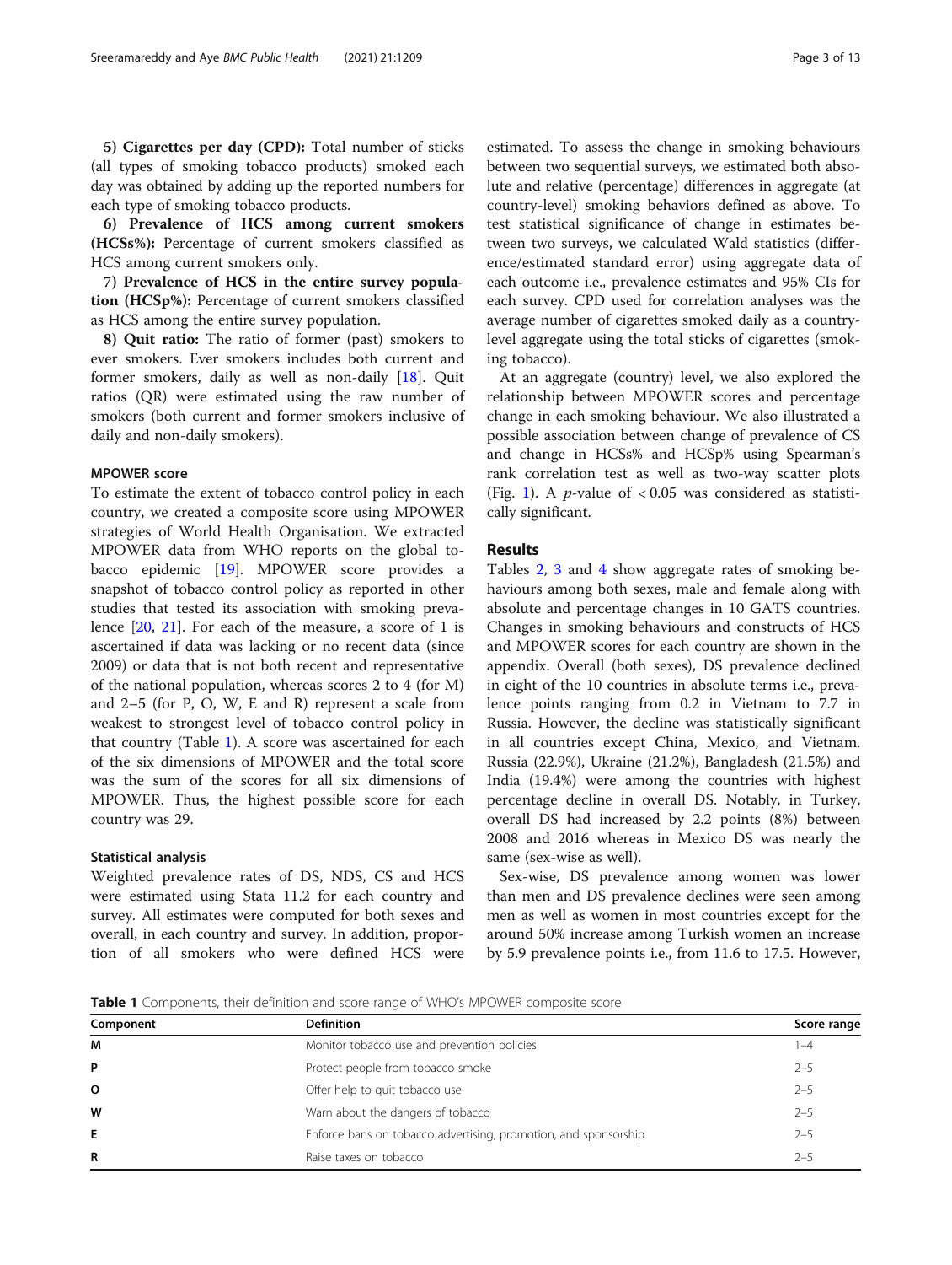**5) Cigarettes per day (CPD):** Total number of sticks (all types of smoking tobacco products) smoked each day was obtained by adding up the reported numbers for each type of smoking tobacco products.

**6) Prevalence of HCS among current smokers (HCSs%):** Percentage of current smokers classified as HCS among current smokers only.

**7) Prevalence of HCS in the entire survey population (HCSp%):** Percentage of current smokers classified as HCS among the entire survey population.

**8) Quit ratio:** The ratio of former (past) smokers to ever smokers. Ever smokers includes both current and former smokers, daily as well as non-daily [18]. Quit ratios (QR) were estimated using the raw number of smokers (both current and former smokers inclusive of daily and non-daily smokers).

### MPOWER score

To estimate the extent of tobacco control policy in each country, we created a composite score using MPOWER strategies of World Health Organisation. We extracted MPOWER data from WHO reports on the global tobacco epidemic [19]. MPOWER score provides a snapshot of tobacco control policy as reported in other studies that tested its association with smoking prevalence [20, 21]. For each of the measure, a score of 1 is ascertained if data was lacking or no recent data (since 2009) or data that is not both recent and representative of the national population, whereas scores 2 to 4 (for M) and 2–5 (for P, O, W, E and R) represent a scale from weakest to strongest level of tobacco control policy in that country (Table 1). A score was ascertained for each of the six dimensions of MPOWER and the total score was the sum of the scores for all six dimensions of MPOWER. Thus, the highest possible score for each country was 29.

### Statistical analysis

Weighted prevalence rates of DS, NDS, CS and HCS were estimated using Stata 11.2 for each country and survey. All estimates were computed for both sexes and overall, in each country and survey. In addition, proportion of all smokers who were defined HCS were estimated. To assess the change in smoking behaviours between two sequential surveys, we estimated both absolute and relative (percentage) differences in aggregate (at country-level) smoking behaviors defined as above. To test statistical significance of change in estimates between two surveys, we calculated Wald statistics (difference/estimated standard error) using aggregate data of each outcome i.e., prevalence estimates and 95% CIs for each survey. CPD used for correlation analyses was the average number of cigarettes smoked daily as a country-level aggregate using the total sticks of cigarettes (smoking tobacco).

At an aggregate (country) level, we also explored the relationship between MPOWER scores and percentage change in each smoking behaviour. We also illustrated a possible association between change of prevalence of CS and change in HCSs% and HCSp% using Spearman's rank correlation test as well as two-way scatter plots (Fig. 1). A $p$-value of $< 0.05$ was considered as statistically significant.

## Results

Tables 2, 3 and 4 show aggregate rates of smoking behaviours among both sexes, male and female along with absolute and percentage changes in 10 GATS countries. Changes in smoking behaviours and constructs of HCS and MPOWER scores for each country are shown in the appendix. Overall (both sexes), DS prevalence declined in eight of the 10 countries in absolute terms i.e., prevalence points ranging from 0.2 in Vietnam to 7.7 in Russia. However, the decline was statistically significant in all countries except China, Mexico, and Vietnam. Russia (22.9%), Ukraine (21.2%), Bangladesh (21.5%) and India (19.4%) were among the countries with highest percentage decline in overall DS. Notably, in Turkey, overall DS had increased by 2.2 points (8%) between 2008 and 2016 whereas in Mexico DS was nearly the same (sex-wise as well).

Sex-wise, DS prevalence among women was lower than men and DS prevalence declines were seen among men as well as women in most countries except for the around 50% increase among Turkish women an increase by 5.9 prevalence points i.e., from 11.6 to 17.5. However,

**Table 1** Components, their definition and score range of WHO's MPOWER composite score

| Component | Definition | Score range |
|---|---|---|
| M | Monitor tobacco use and prevention policies | 1–4 |
| P | Protect people from tobacco smoke | 2–5 |
| O | Offer help to quit tobacco use | 2–5 |
| W | Warn about the dangers of tobacco | 2–5 |
| E | Enforce bans on tobacco advertising, promotion, and sponsorship | 2–5 |
| R | Raise taxes on tobacco | 2–5 |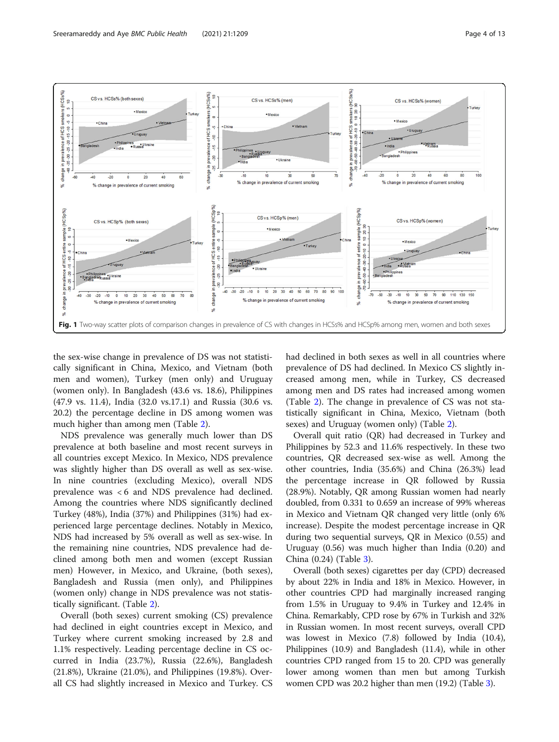**Fig. 1** Two-way scatter plots of comparison changes in prevalence of CS with changes in HCSs% and HCSp% among men, women and both sexes

the sex-wise change in prevalence of DS was not statistically significant in China, Mexico, and Vietnam (both men and women), Turkey (men only) and Uruguay (women only). In Bangladesh (43.6 vs. 18.6), Philippines (47.9 vs. 11.4), India (32.0 vs.17.1) and Russia (30.6 vs. 20.2) the percentage decline in DS among women was much higher than among men (Table 2).

NDS prevalence was generally much lower than DS prevalence at both baseline and most recent surveys in all countries except Mexico. In Mexico, NDS prevalence was slightly higher than DS overall as well as sex-wise. In nine countries (excluding Mexico), overall NDS prevalence was < 6 and NDS prevalence had declined. Among the countries where NDS significantly declined Turkey (48%), India (37%) and Philippines (31%) had experienced large percentage declines. Notably in Mexico, NDS had increased by 5% overall as well as sex-wise. In the remaining nine countries, NDS prevalence had declined among both men and women (except Russian men) However, in Mexico, and Ukraine, (both sexes), Bangladesh and Russia (men only), and Philippines (women only) change in NDS prevalence was not statistically significant. (Table 2).

Overall (both sexes) current smoking (CS) prevalence had declined in eight countries except in Mexico, and Turkey where current smoking increased by 2.8 and 1.1% respectively. Leading percentage decline in CS occurred in India (23.7%), Russia (22.6%), Bangladesh (21.8%), Ukraine (21.0%), and Philippines (19.8%). Overall CS had slightly increased in Mexico and Turkey. CS had declined in both sexes as well in all countries where prevalence of DS had declined. In Mexico CS slightly increased among men, while in Turkey, CS decreased among men and DS rates had increased among women (Table 2). The change in prevalence of CS was not statistically significant in China, Mexico, Vietnam (both sexes) and Uruguay (women only) (Table 2).

Overall quit ratio (QR) had decreased in Turkey and Philippines by 52.3 and 11.6% respectively. In these two countries, QR decreased sex-wise as well. Among the other countries, India (35.6%) and China (26.3%) lead the percentage increase in QR followed by Russia (28.9%). Notably, QR among Russian women had nearly doubled, from 0.331 to 0.659 an increase of 99% whereas in Mexico and Vietnam QR changed very little (only 6% increase). Despite the modest percentage increase in QR during two sequential surveys, QR in Mexico (0.55) and Uruguay (0.56) was much higher than India (0.20) and China (0.24) (Table 3).

Overall (both sexes) cigarettes per day (CPD) decreased by about 22% in India and 18% in Mexico. However, in other countries CPD had marginally increased ranging from 1.5% in Uruguay to 9.4% in Turkey and 12.4% in China. Remarkably, CPD rose by 67% in Turkish and 32% in Russian women. In most recent surveys, overall CPD was lowest in Mexico (7.8) followed by India (10.4), Philippines (10.9) and Bangladesh (11.4), while in other countries CPD ranged from 15 to 20. CPD was generally lower among women than men but among Turkish women CPD was 20.2 higher than men (19.2) (Table 3).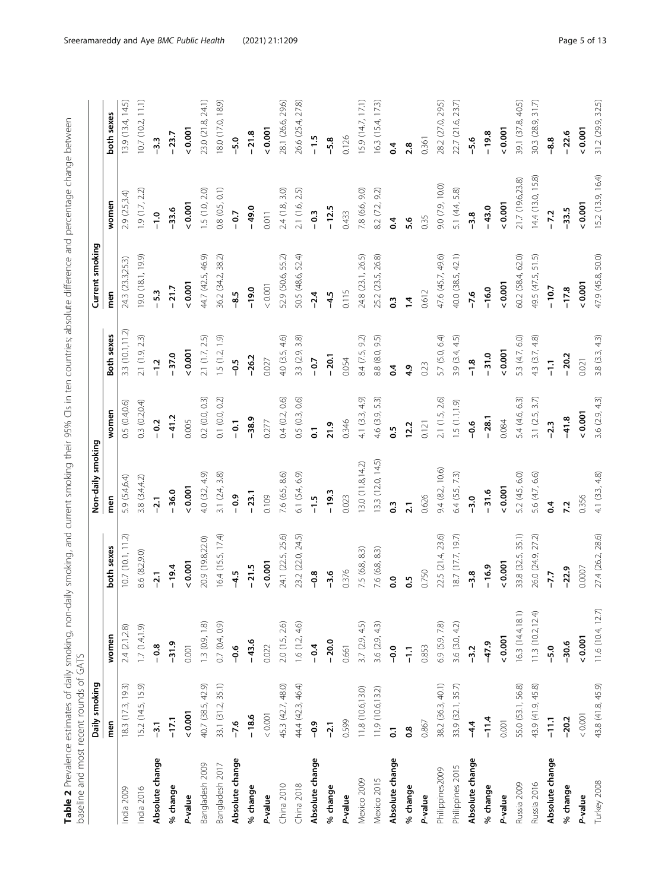**Table 2** Prevalence estimates of daily smoking, non-daily smoking, and current smoking their 95% CIs in ten countries; absolute difference and percentage change between baseline and most recent rounds of GATS

| | Daily smoking | | | Non-daily smoking | | | Current smoking | | |
|---|---|---|---|---|---|---|---|---|---|
| | men | women | both sexes | men | women | Both sexes | men | women | both sexes |
| India 2009 | 18.3 (17.3, 19.3) | 2.4 (2.1,2.8) | 10.7 (10.1, 11.2) | 5.9 (5.4,6.4) | 0.5 (0.4,0.6) | 3.3 (10.1,11.2) | 24.3 (23.3,25.3) | 2.9 (2.5,3.4) | 13.9 (13.4, 14.5) |
| India 2016 | 15.2 (14.5, 15.9) | 1.7 (1.4,1.9) | 8.6 (8.2,9.0) | 3.8 (3.4,4.2) | 0.3 (0.2,0.4) | 2.1 (1.9, 2.3) | 19.0 (18.1, 19.9) | 1.9 (1.7, 2.2) | 10.7 (10.2, 11.1) |
| **Absolute change** | **-3.1** | **− 0.8** | **-2.1** | **-2.1** | **− 0.2** | **-1.2** | **− 5.3** | **-1.0** | **-3.3** |
| **% change** | **-17.1** | **-31.9** | **− 19.4** | **− 36.0** | **− 41.2** | **− 37.0** | **− 21.7** | **-33.6** | **− 23.7** |
| ***P*-value** | **< 0.001** | 0.001 | **< 0.001** | **< 0.001** | 0.005 | **< 0.001** | **< 0.001** | **< 0.001** | **< 0.001** |
| Bangladesh 2009 | 40.7 (38.5, 42.9) | 1.3 (0.9, 1.8) | 20.9 (19.8,22.0) | 4.0 (3.2, 4.9) | 0.2 (0.0, 0.3) | 2.1 (1.7, 2.5) | 44.7 (42.5, 46.9) | 1.5 (1.0, 2.0) | 23.0 (21.8, 24.1) |
| Bangladesh 2017 | 33.1 (31.2, 35.1) | 0.7 (0.4, 0.9) | 16.4 (15.5, 17.4) | 3.1 (2.4, 3.8) | 0.1 (0.0, 0.2) | 1.5 (1.2, 1.9) | 36.2 (34.2, 38.2) | 0.8 (0.5, 0.1) | 18.0 (17.0, 18.9) |
| **Absolute change** | **-7.6** | **-0.6** | **-4.5** | **− 0.9** | **− 0.1** | **-0.5** | **-8.5** | **− 0.7** | **-5.0** |
| **% change** | **− 18.6** | **-43.6** | **− 21.5** | **− 23.1** | **-38.9** | **-26.2** | **-19.0** | **− 49.0** | **− 21.8** |
| ***P*-value** | < 0.001 | 0.022 | **< 0.001** | 0.109 | 0.277 | 0.027 | < 0.001 | 0.011 | **< 0.001** |
| China 2010 | 45.3 (42.7, 48.0) | 2.0 (1.5, 2.6) | 24.1 (22.5, 25.6) | 7.6 (6.5, 8.6) | 0.4 (0.2, 0.6) | 4.0 (3.5, 4.6) | 52.9 (50.6, 55.2) | 2.4 (1.8, 3.0) | 28.1 (26.6, 29.6) |
| China 2018 | 44.4 (42.3, 46.4) | 1.6 (1.2, 4.6) | 23.2 (22.0, 24.5) | 6.1 (5.4, 6.9) | 0.5 (0.3, 0.6) | 3.3 (2.9, 3.8) | 50.5 (48.6, 52.4) | 2.1 (1.6, 2.5) | 26.6 (25.4, 27.8) |
| **Absolute change** | **-0.9** | **− 0.4** | **-0.8** | **-1.5** | **0.1** | **− 0.7** | **-2.4** | **− 0.3** | **− 1.5** |
| **% change** | **-2.1** | **− 20.0** | **-3.6** | **− 19.3** | **21.9** | **− 20.1** | **− 4.5** | **− 12.5** | **-5.8** |
| ***P*-value** | 0.599 | 0.661 | 0.376 | 0.023 | 0.346 | 0.054 | 0.115 | 0.433 | 0.126 |
| Mexico 2009 | 11.8 (10.6,13.0) | 3.7 (2.9, 4.5) | 7.5 (6.8, 8.3) | 13.0 (11.8,14.2) | 4.1 (3.3, 4.9) | 8.4 (7.5, 9.2) | 24.8 (23.1, 26.5) | 7.8 (6.6, 9.0) | 15.9 (14.7, 17.1) |
| Mexico 2015 | 11.9 (10.6,13.2) | 3.6 (2.9, 4.3) | 7.6 (6.8, 8.3) | 13.3 (12.0, 14.5) | 4.6 (3.9, 5.3) | 8.8 (8.0, 9.5) | 25.2 (23.5, 26.8) | 8.2 (7.2, 9.2) | 16.3 (15.4, 17.3) |
| **Absolute change** | **0.1** | **-0.0** | **0.0** | **0.3** | **0.5** | **0.4** | **0.3** | **0.4** | **0.4** |
| **% change** | **0.8** | **-1.1** | **0.5** | **2.1** | **12.2** | **4.9** | **1.4** | **5.6** | **2.8** |
| ***P*-value** | 0.867 | 0.853 | 0.750 | 0.626 | 0.121 | 0.23 | 0.612 | 0.35 | 0.361 |
| Philippines2009 | 38.2 (36.3, 40.1) | 6.9 (5.9, 7.8) | 22.5 (21.4, 23.6) | 9.4 (8.2, 10.6) | 2.1 (1.5, 2.6) | 5.7 (5.0, 6.4) | 47.6 (45.7, 49.6) | 9.0 (7.9, 10.0) | 28.2 (27.0, 29.5) |
| Philippines 2015 | 33.9 (32.1, 35.7) | 3.6 (3.0, 4.2) | 18.7 (17.7, 19.7) | 6.4 (5.5, 7.3) | 1.5 (1.1,1.9) | 3.9 (3.4, 4.5) | 40.0 (38.5, 42.1) | 5.1 (4.4, 5.8) | 22.7 (21.6, 23.7) |
| **Absolute change** | **-4.4** | **-3.2** | **-3.8** | **-3.0** | **-0.6** | **-1.8** | **-7.6** | **-3.8** | **-5.6** |
| **% change** | **-11.4** | **-47.9** | **-16.9** | **-31.6** | **− 28.1** | **-31.0** | **-16.0** | **-43.0** | **− 19.8** |
| ***P*-value** | 0.001 | **< 0.001** | **< 0.001** | **< 0.001** | 0.084 | **< 0.001** | **< 0.001** | **< 0.001** | **< 0.001** |
| Russia 2009 | 55.0 (53.1, 56.8) | 16.3 (14.4,18.1) | 33.8 (32.5, 35.1) | 5.2 (4.5, 6.0) | 5.4 (4.6, 6.3) | 5.3 (4.7, 6.0) | 60.2 (58.4, 62.0) | 21.7 (19.6,23.8) | 39.1 (37.8, 40.5) |
| Russia 2016 | 43.9 (41.9, 45.8) | 11.3 (10.2,12.4) | 26.0 (24.9, 27.2) | 5.6 (4.7, 6.6) | 3.1 (2.5, 3.7) | 4.3 (3.7, 4.8) | 49.5 (47.5, 51.5) | 14.4 (13.0, 15.8) | 30.3 (28.9, 31.7) |
| **Absolute change** | **-11.1** | **-5.0** | **-7.7** | **0.4** | **-2.3** | **-1.1** | **− 10.7** | **− 7.2** | **-8.8** |
| **% change** | **-20.2** | **-30.6** | **-22.9** | **7.2** | **-41.8** | **− 20.2** | **-17.8** | **-33.5** | **− 22.6** |
| ***P*-value** | < 0.001 | **< 0.001** | 0.0007 | 0.356 | **< 0.001** | 0.021 | **< 0.001** | **< 0.001** | **< 0.001** |
| Turkey 2008 | 43.8 (41.8, 45.9) | 11.6 (10.4, 12.7) | 27.4 (26.2, 28.6) | 4.1 (3.3, 4.8) | 3.6 (2.9, 4.3) | 3.8 (3.3, 4.3) | 47.9 (45.8, 50.0) | 15.2 (13.9, 16.4) | 31.2 (29.9, 32.5) |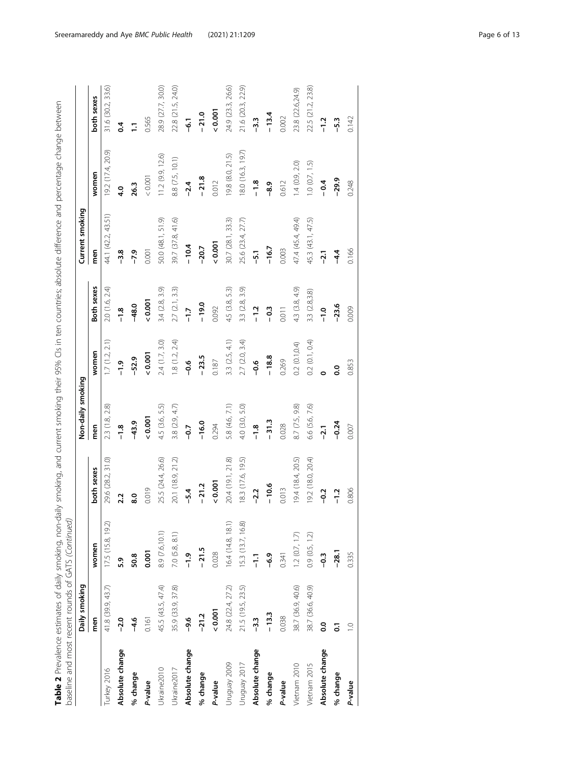**Table 2** Prevalence estimates of daily smoking, non-daily smoking, and current smoking their 95% CIs in ten countries; absolute difference and percentage change between baseline and most recent rounds of GATS *(Continued)*

| | Daily smoking | | | Non-daily smoking | | | Current smoking | | |
|---|---|---|---|---|---|---|---|---|---|
| | men | women | both sexes | men | women | Both sexes | men | women | both sexes |
| Turkey 2016 | 41.8 (39.9, 43.7) | 17.5 (15.8, 19.2) | 29.6 (28.2, 31.0) | 2.3 (1.8, 2.8) | 1.7 (1.2, 2.1) | 2.0 (1.6, 2.4) | 44.1 (42.2, 43.51) | 19.2 (17.4, 20.9) | 31.6 (30.2, 33.6) |
| **Absolute change** | **-2.0** | **5.9** | **2.2** | **-1.8** | **-1.9** | **-1.8** | **-3.8** | **4.0** | **0.4** |
| **% change** | **-4.6** | **50.8** | **8.0** | **-43.9** | **-52.9** | **-48.0** | **-7.9** | **26.3** | **1.1** |
| ***P*-value** | 0.161 | **0.001** | 0.019 | **< 0.001** | **< 0.001** | **< 0.001** | 0.001 | < 0.001 | 0.565 |
| Ukraine2010 | 45.5 (43.5, 47.4) | 8.9 (7.6,10.1) | 25.5 (24.4, 26.6) | 4.5 (3.6, 5.5) | 2.4 (1.7, 3.0) | 3.4 (2.8, 3.9) | 50.0 (48.1, 51.9) | 11.2 (9.9, 12.6) | 28.9 (27.7, 30.0) |
| Ukraine2017 | 35.9 (33.9, 37.8) | 7.0 (5.8, 8.1) | 20.1 (18.9, 21.2) | 3.8 (2.9, 4.7) | 1.8 (1.2, 2.4) | 2.7 (2.1, 3.3) | 39.7 (37.8, 41.6) | 8.8 (7.5, 10.1) | 22.8 (21.5, 24.0) |
| **Absolute change** | **-9.6** | **-1.9** | **-5.4** | **-0.7** | **-0.6** | **-1.7** | **-10.4** | **-2.4** | **-6.1** |
| **% change** | **-21.2** | **-21.5** | **-21.2** | **-16.0** | **-23.5** | **-19.0** | **-20.7** | **-21.8** | **-21.0** |
| ***P*-value** | **< 0.001** | 0.028 | **< 0.001** | 0.294 | 0.187 | 0.092 | **< 0.001** | 0.012 | **< 0.001** |
| Uruguay 2009 | 24.8 (22.4, 27.2) | 16.4 (14.8, 18.1) | 20.4 (19.1, 21.8) | 5.8 (4.6, 7.1) | 3.3 (2.5, 4.1) | 4.5 (3.8, 5.3) | 30.7 (28.1, 33.3) | 19.8 (8.0, 21.5) | 24.9 (23.3, 26.6) |
| Uruguay 2017 | 21.5 (19.5, 23.5) | 15.3 (13.7, 16.8) | 18.3 (17.6, 19.5) | 4.0 (3.0, 5.0) | 2.7 (2.0, 3.4) | 3.3 (2.8, 3.9) | 25.6 (23.4, 27.7) | 18.0 (16.3, 19.7) | 21.6 (20.3, 22.9) |
| **Absolute change** | **-3.3** | **-1.1** | **-2.2** | **-1.8** | **-0.6** | **-1.2** | **-5.1** | **-1.8** | **-3.3** |
| **% change** | **-13.3** | **-6.9** | **-10.6** | **-31.3** | **-18.8** | **-0.3** | **-16.7** | **-8.9** | **-13.4** |
| ***P*-value** | 0.038 | 0.341 | 0.013 | 0.028 | 0.269 | 0.011 | 0.003 | 0.612 | 0.002 |
| Vietnam 2010 | 38.7 (36.9, 40.6) | 1.2 (0.7, 1.7) | 19.4 (18.4, 20.5) | 8.7 (7.5, 9.8) | 0.2 (0.1,0.4) | 4.3 (3.8, 4.9) | 47.4 (45.4, 49.4) | 1.4 (0.9, 2.0) | 23.8 (22.6,24.9) |
| Vietnam 2015 | 38.7 (36.6, 40.9) | 0.9 (0.5, 1.2) | 19.2 (18.0, 20.4) | 6.6 (5.6, 7.6) | 0.2 (0.1, 0.4) | 3.3 (2.8,3.8) | 45.3 (43.1, 47.5) | 1.0 (0.7, 1.5) | 22.5 (21.2, 23.8) |
| **Absolute change** | **0.0** | **-0.3** | **-0.2** | **-2.1** | **0** | **-1.0** | **-2.1** | **-0.4** | **-1.2** |
| **% change** | **0.1** | **-28.1** | **-1.2** | **-0.24** | **0.0** | **-23.6** | **-4.4** | **-29.9** | **-5.3** |
| ***P*-value** | 1.0 | 0.335 | 0.806 | 0.007 | 0.853 | 0.009 | 0.166 | 0.248 | 0.142 |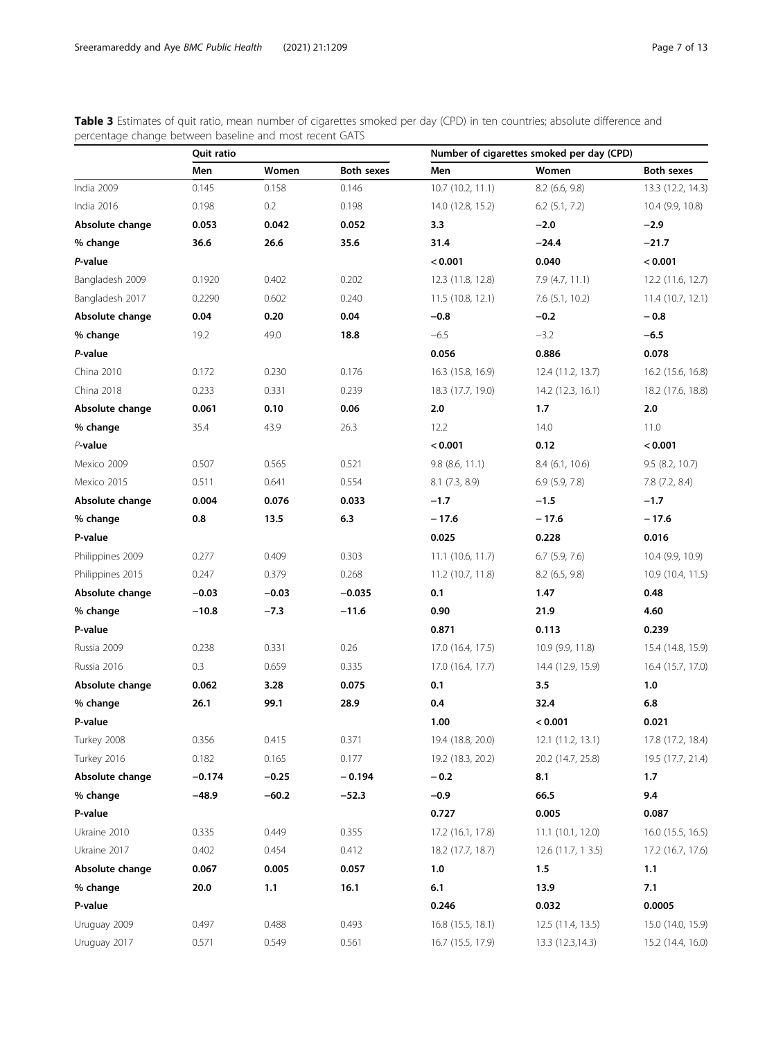**Table 3** Estimates of quit ratio, mean number of cigarettes smoked per day (CPD) in ten countries; absolute difference and percentage change between baseline and most recent GATS

| | Quit ratio | | | Number of cigarettes smoked per day (CPD) | | |
|---|---|---|---|---|---|---|
| | Men | Women | Both sexes | Men | Women | Both sexes |
| India 2009 | 0.145 | 0.158 | 0.146 | 10.7 (10.2, 11.1) | 8.2 (6.6, 9.8) | 13.3 (12.2, 14.3) |
| India 2016 | 0.198 | 0.2 | 0.198 | 14.0 (12.8, 15.2) | 6.2 (5.1, 7.2) | 10.4 (9.9, 10.8) |
| **Absolute change** | **0.053** | **0.042** | **0.052** | **3.3** | **−2.0** | **−2.9** |
| **% change** | **36.6** | **26.6** | **35.6** | **31.4** | **−24.4** | **−21.7** |
| ***P*-value** | | | | **< 0.001** | **0.040** | **< 0.001** |
| Bangladesh 2009 | 0.1920 | 0.402 | 0.202 | 12.3 (11.8, 12.8) | 7.9 (4.7, 11.1) | 12.2 (11.6, 12.7) |
| Bangladesh 2017 | 0.2290 | 0.602 | 0.240 | 11.5 (10.8, 12.1) | 7.6 (5.1, 10.2) | 11.4 (10.7, 12.1) |
| **Absolute change** | **0.04** | **0.20** | **0.04** | **−0.8** | **−0.2** | **− 0.8** |
| **% change** | 19.2 | 49.0 | **18.8** | −6.5 | −3.2 | **−6.5** |
| ***P*-value** | | | | **0.056** | **0.886** | **0.078** |
| China 2010 | 0.172 | 0.230 | 0.176 | 16.3 (15.8, 16.9) | 12.4 (11.2, 13.7) | 16.2 (15.6, 16.8) |
| China 2018 | 0.233 | 0.331 | 0.239 | 18.3 (17.7, 19.0) | 14.2 (12.3, 16.1) | 18.2 (17.6, 18.8) |
| **Absolute change** | **0.061** | **0.10** | **0.06** | **2.0** | **1.7** | **2.0** |
| **% change** | 35.4 | 43.9 | 26.3 | 12.2 | 14.0 | 11.0 |
| ***P*-value** | | | | **< 0.001** | **0.12** | **< 0.001** |
| Mexico 2009 | 0.507 | 0.565 | 0.521 | 9.8 (8.6, 11.1) | 8.4 (6.1, 10.6) | 9.5 (8.2, 10.7) |
| Mexico 2015 | 0.511 | 0.641 | 0.554 | 8.1 (7.3, 8.9) | 6.9 (5.9, 7.8) | 7.8 (7.2, 8.4) |
| **Absolute change** | **0.004** | **0.076** | **0.033** | **−1.7** | **−1.5** | **−1.7** |
| **% change** | **0.8** | **13.5** | **6.3** | **− 17.6** | **− 17.6** | **− 17.6** |
| **P-value** | | | | **0.025** | **0.228** | **0.016** |
| Philippines 2009 | 0.277 | 0.409 | 0.303 | 11.1 (10.6, 11.7) | 6.7 (5.9, 7.6) | 10.4 (9.9, 10.9) |
| Philippines 2015 | 0.247 | 0.379 | 0.268 | 11.2 (10.7, 11.8) | 8.2 (6.5, 9.8) | 10.9 (10.4, 11.5) |
| **Absolute change** | **−0.03** | **−0.03** | **−0.035** | **0.1** | **1.47** | **0.48** |
| **% change** | **−10.8** | **−7.3** | **−11.6** | **0.90** | **21.9** | **4.60** |
| **P-value** | | | | **0.871** | **0.113** | **0.239** |
| Russia 2009 | 0.238 | 0.331 | 0.26 | 17.0 (16.4, 17.5) | 10.9 (9.9, 11.8) | 15.4 (14.8, 15.9) |
| Russia 2016 | 0.3 | 0.659 | 0.335 | 17.0 (16.4, 17.7) | 14.4 (12.9, 15.9) | 16.4 (15.7, 17.0) |
| **Absolute change** | **0.062** | **3.28** | **0.075** | **0.1** | **3.5** | **1.0** |
| **% change** | **26.1** | **99.1** | **28.9** | **0.4** | **32.4** | **6.8** |
| **P-value** | | | | **1.00** | **< 0.001** | **0.021** |
| Turkey 2008 | 0.356 | 0.415 | 0.371 | 19.4 (18.8, 20.0) | 12.1 (11.2, 13.1) | 17.8 (17.2, 18.4) |
| Turkey 2016 | 0.182 | 0.165 | 0.177 | 19.2 (18.3, 20.2) | 20.2 (14.7, 25.8) | 19.5 (17.7, 21.4) |
| **Absolute change** | **−0.174** | **−0.25** | **− 0.194** | **− 0.2** | **8.1** | **1.7** |
| **% change** | **−48.9** | **−60.2** | **−52.3** | **−0.9** | **66.5** | **9.4** |
| **P-value** | | | | **0.727** | **0.005** | **0.087** |
| Ukraine 2010 | 0.335 | 0.449 | 0.355 | 17.2 (16.1, 17.8) | 11.1 (10.1, 12.0) | 16.0 (15.5, 16.5) |
| Ukraine 2017 | 0.402 | 0.454 | 0.412 | 18.2 (17.7, 18.7) | 12.6 (11.7, 1 3.5) | 17.2 (16.7, 17.6) |
| **Absolute change** | **0.067** | **0.005** | **0.057** | **1.0** | **1.5** | **1.1** |
| **% change** | **20.0** | **1.1** | **16.1** | **6.1** | **13.9** | **7.1** |
| **P-value** | | | | **0.246** | **0.032** | **0.0005** |
| Uruguay 2009 | 0.497 | 0.488 | 0.493 | 16.8 (15.5, 18.1) | 12.5 (11.4, 13.5) | 15.0 (14.0, 15.9) |
| Uruguay 2017 | 0.571 | 0.549 | 0.561 | 16.7 (15.5, 17.9) | 13.3 (12.3,14.3) | 15.2 (14.4, 16.0) |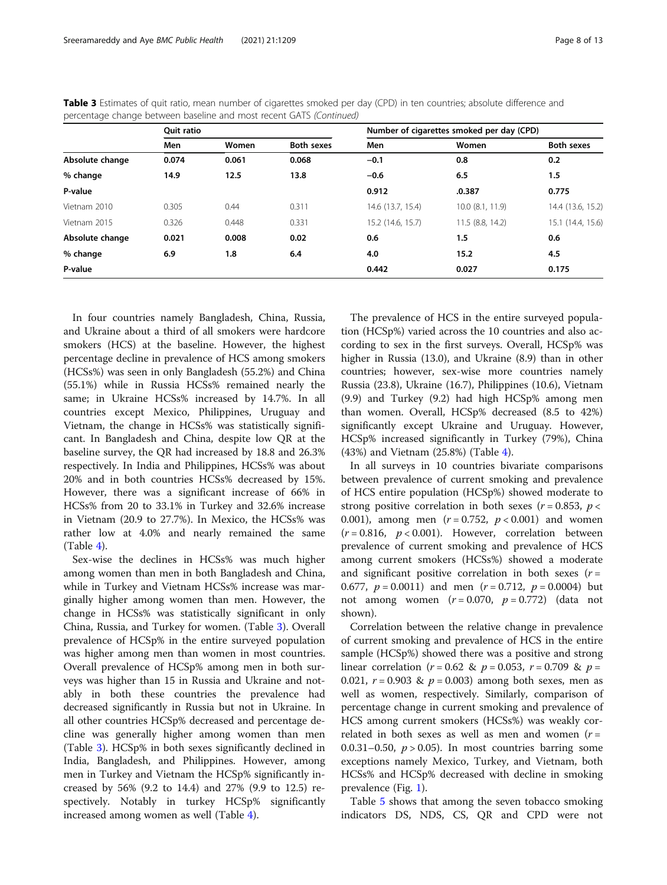**Table 3** Estimates of quit ratio, mean number of cigarettes smoked per day (CPD) in ten countries; absolute difference and percentage change between baseline and most recent GATS *(Continued)*

| | Quit ratio | | | Number of cigarettes smoked per day (CPD) | | |
|---|---|---|---|---|---|---|
| | Men | Women | Both sexes | Men | Women | Both sexes |
| **Absolute change** | **0.074** | **0.061** | **0.068** | **−0.1** | **0.8** | **0.2** |
| **% change** | **14.9** | **12.5** | **13.8** | **−0.6** | **6.5** | **1.5** |
| **P-value** | | | | **0.912** | **.0.387** | **0.775** |
| Vietnam 2010 | 0.305 | 0.44 | 0.311 | 14.6 (13.7, 15.4) | 10.0 (8.1, 11.9) | 14.4 (13.6, 15.2) |
| Vietnam 2015 | 0.326 | 0.448 | 0.331 | 15.2 (14.6, 15.7) | 11.5 (8.8, 14.2) | 15.1 (14.4, 15.6) |
| **Absolute change** | **0.021** | **0.008** | **0.02** | **0.6** | **1.5** | **0.6** |
| **% change** | **6.9** | **1.8** | **6.4** | **4.0** | **15.2** | **4.5** |
| **P-value** | | | | **0.442** | **0.027** | **0.175** |

In four countries namely Bangladesh, China, Russia, and Ukraine about a third of all smokers were hardcore smokers (HCS) at the baseline. However, the highest percentage decline in prevalence of HCS among smokers (HCSs%) was seen in only Bangladesh (55.2%) and China (55.1%) while in Russia HCSs% remained nearly the same; in Ukraine HCSs% increased by 14.7%. In all countries except Mexico, Philippines, Uruguay and Vietnam, the change in HCSs% was statistically significant. In Bangladesh and China, despite low QR at the baseline survey, the QR had increased by 18.8 and 26.3% respectively. In India and Philippines, HCSs% was about 20% and in both countries HCSs% decreased by 15%. However, there was a significant increase of 66% in HCSs% from 20 to 33.1% in Turkey and 32.6% increase in Vietnam (20.9 to 27.7%). In Mexico, the HCSs% was rather low at 4.0% and nearly remained the same (Table 4).

Sex-wise the declines in HCSs% was much higher among women than men in both Bangladesh and China, while in Turkey and Vietnam HCSs% increase was marginally higher among women than men. However, the change in HCSs% was statistically significant in only China, Russia, and Turkey for women. (Table 3). Overall prevalence of HCSp% in the entire surveyed population was higher among men than women in most countries. Overall prevalence of HCSp% among men in both surveys was higher than 15 in Russia and Ukraine and notably in both these countries the prevalence had decreased significantly in Russia but not in Ukraine. In all other countries HCSp% decreased and percentage decline was generally higher among women than men (Table 3). HCSp% in both sexes significantly declined in India, Bangladesh, and Philippines. However, among men in Turkey and Vietnam the HCSp% significantly increased by 56% (9.2 to 14.4) and 27% (9.9 to 12.5) respectively. Notably in turkey HCSp% significantly increased among women as well (Table 4).

The prevalence of HCS in the entire surveyed population (HCSp%) varied across the 10 countries and also according to sex in the first surveys. Overall, HCSp% was higher in Russia (13.0), and Ukraine (8.9) than in other countries; however, sex-wise more countries namely Russia (23.8), Ukraine (16.7), Philippines (10.6), Vietnam (9.9) and Turkey (9.2) had high HCSp% among men than women. Overall, HCSp% decreased (8.5 to 42%) significantly except Ukraine and Uruguay. However, HCSp% increased significantly in Turkey (79%), China (43%) and Vietnam (25.8%) (Table 4).

In all surveys in 10 countries bivariate comparisons between prevalence of current smoking and prevalence of HCS entire population (HCSp%) showed moderate to strong positive correlation in both sexes ($r = 0.853$, $p < 0.001$), among men ($r = 0.752$, $p < 0.001$) and women ($r = 0.816$, $p < 0.001$). However, correlation between prevalence of current smoking and prevalence of HCS among current smokers (HCSs%) showed a moderate and significant positive correlation in both sexes ($r = 0.677$, $p = 0.0011$) and men ($r = 0.712$, $p = 0.0004$) but not among women ($r = 0.070$, $p = 0.772$) (data not shown).

Correlation between the relative change in prevalence of current smoking and prevalence of HCS in the entire sample (HCSp%) showed there was a positive and strong linear correlation ($r = 0.62$ & $p = 0.053$, $r = 0.709$ & $p = 0.021$, $r = 0.903$ & $p = 0.003$) among both sexes, men as well as women, respectively. Similarly, comparison of percentage change in current smoking and prevalence of HCS among current smokers (HCSs%) was weakly correlated in both sexes as well as men and women ($r = 0.0.31–0.50$, $p > 0.05$). In most countries barring some exceptions namely Mexico, Turkey, and Vietnam, both HCSs% and HCSp% decreased with decline in smoking prevalence (Fig. 1).

Table 5 shows that among the seven tobacco smoking indicators DS, NDS, CS, QR and CPD were not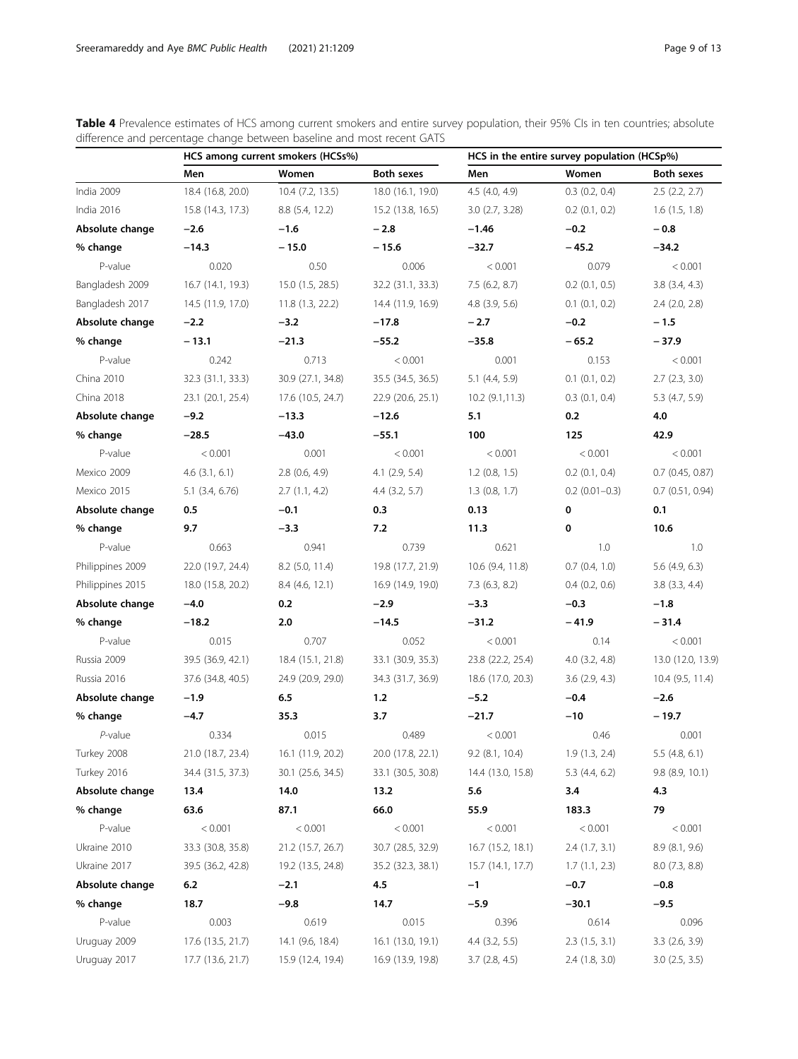**Table 4** Prevalence estimates of HCS among current smokers and entire survey population, their 95% CIs in ten countries; absolute difference and percentage change between baseline and most recent GATS

| | HCS among current smokers (HCSs%) | | | HCS in the entire survey population (HCSp%) | | |
|---|---|---|---|---|---|---|
| | **Men** | **Women** | **Both sexes** | **Men** | **Women** | **Both sexes** |
| India 2009 | 18.4 (16.8, 20.0) | 10.4 (7.2, 13.5) | 18.0 (16.1, 19.0) | 4.5 (4.0, 4.9) | 0.3 (0.2, 0.4) | 2.5 (2.2, 2.7) |
| India 2016 | 15.8 (14.3, 17.3) | 8.8 (5.4, 12.2) | 15.2 (13.8, 16.5) | 3.0 (2.7, 3.28) | 0.2 (0.1, 0.2) | 1.6 (1.5, 1.8) |
| **Absolute change** | **−2.6** | **−1.6** | **− 2.8** | **−1.46** | **−0.2** | **− 0.8** |
| **% change** | **−14.3** | **− 15.0** | **− 15.6** | **−32.7** | **− 45.2** | **−34.2** |
| P-value | 0.020 | 0.50 | 0.006 | < 0.001 | 0.079 | < 0.001 |
| Bangladesh 2009 | 16.7 (14.1, 19.3) | 15.0 (1.5, 28.5) | 32.2 (31.1, 33.3) | 7.5 (6.2, 8.7) | 0.2 (0.1, 0.5) | 3.8 (3.4, 4.3) |
| Bangladesh 2017 | 14.5 (11.9, 17.0) | 11.8 (1.3, 22.2) | 14.4 (11.9, 16.9) | 4.8 (3.9, 5.6) | 0.1 (0.1, 0.2) | 2.4 (2.0, 2.8) |
| **Absolute change** | **−2.2** | **−3.2** | **−17.8** | **− 2.7** | **−0.2** | **− 1.5** |
| **% change** | **− 13.1** | **−21.3** | **−55.2** | **−35.8** | **− 65.2** | **− 37.9** |
| P-value | 0.242 | 0.713 | < 0.001 | 0.001 | 0.153 | < 0.001 |
| China 2010 | 32.3 (31.1, 33.3) | 30.9 (27.1, 34.8) | 35.5 (34.5, 36.5) | 5.1 (4.4, 5.9) | 0.1 (0.1, 0.2) | 2.7 (2.3, 3.0) |
| China 2018 | 23.1 (20.1, 25.4) | 17.6 (10.5, 24.7) | 22.9 (20.6, 25.1) | 10.2 (9.1,11.3) | 0.3 (0.1, 0.4) | 5.3 (4.7, 5.9) |
| **Absolute change** | **−9.2** | **−13.3** | **−12.6** | **5.1** | **0.2** | **4.0** |
| **% change** | **−28.5** | **−43.0** | **−55.1** | **100** | **125** | **42.9** |
| P-value | < 0.001 | 0.001 | < 0.001 | < 0.001 | < 0.001 | < 0.001 |
| Mexico 2009 | 4.6 (3.1, 6.1) | 2.8 (0.6, 4.9) | 4.1 (2.9, 5.4) | 1.2 (0.8, 1.5) | 0.2 (0.1, 0.4) | 0.7 (0.45, 0.87) |
| Mexico 2015 | 5.1 (3.4, 6.76) | 2.7 (1.1, 4.2) | 4.4 (3.2, 5.7) | 1.3 (0.8, 1.7) | 0.2 (0.01–0.3) | 0.7 (0.51, 0.94) |
| **Absolute change** | **0.5** | **−0.1** | **0.3** | **0.13** | **0** | **0.1** |
| **% change** | **9.7** | **−3.3** | **7.2** | **11.3** | **0** | **10.6** |
| P-value | 0.663 | 0.941 | 0.739 | 0.621 | 1.0 | 1.0 |
| Philippines 2009 | 22.0 (19.7, 24.4) | 8.2 (5.0, 11.4) | 19.8 (17.7, 21.9) | 10.6 (9.4, 11.8) | 0.7 (0.4, 1.0) | 5.6 (4.9, 6.3) |
| Philippines 2015 | 18.0 (15.8, 20.2) | 8.4 (4.6, 12.1) | 16.9 (14.9, 19.0) | 7.3 (6.3, 8.2) | 0.4 (0.2, 0.6) | 3.8 (3.3, 4.4) |
| **Absolute change** | **−4.0** | **0.2** | **−2.9** | **−3.3** | **−0.3** | **−1.8** |
| **% change** | **−18.2** | **2.0** | **−14.5** | **−31.2** | **− 41.9** | **− 31.4** |
| P-value | 0.015 | 0.707 | 0.052 | < 0.001 | 0.14 | < 0.001 |
| Russia 2009 | 39.5 (36.9, 42.1) | 18.4 (15.1, 21.8) | 33.1 (30.9, 35.3) | 23.8 (22.2, 25.4) | 4.0 (3.2, 4.8) | 13.0 (12.0, 13.9) |
| Russia 2016 | 37.6 (34.8, 40.5) | 24.9 (20.9, 29.0) | 34.3 (31.7, 36.9) | 18.6 (17.0, 20.3) | 3.6 (2.9, 4.3) | 10.4 (9.5, 11.4) |
| **Absolute change** | **−1.9** | **6.5** | **1.2** | **−5.2** | **−0.4** | **−2.6** |
| **% change** | **−4.7** | **35.3** | **3.7** | **−21.7** | **−10** | **− 19.7** |
| *P*-value | 0.334 | 0.015 | 0.489 | < 0.001 | 0.46 | 0.001 |
| Turkey 2008 | 21.0 (18.7, 23.4) | 16.1 (11.9, 20.2) | 20.0 (17.8, 22.1) | 9.2 (8.1, 10.4) | 1.9 (1.3, 2.4) | 5.5 (4.8, 6.1) |
| Turkey 2016 | 34.4 (31.5, 37.3) | 30.1 (25.6, 34.5) | 33.1 (30.5, 30.8) | 14.4 (13.0, 15.8) | 5.3 (4.4, 6.2) | 9.8 (8.9, 10.1) |
| **Absolute change** | **13.4** | **14.0** | **13.2** | **5.6** | **3.4** | **4.3** |
| **% change** | **63.6** | **87.1** | **66.0** | **55.9** | **183.3** | **79** |
| P-value | < 0.001 | < 0.001 | < 0.001 | < 0.001 | < 0.001 | < 0.001 |
| Ukraine 2010 | 33.3 (30.8, 35.8) | 21.2 (15.7, 26.7) | 30.7 (28.5, 32.9) | 16.7 (15.2, 18.1) | 2.4 (1.7, 3.1) | 8.9 (8.1, 9.6) |
| Ukraine 2017 | 39.5 (36.2, 42.8) | 19.2 (13.5, 24.8) | 35.2 (32.3, 38.1) | 15.7 (14.1, 17.7) | 1.7 (1.1, 2.3) | 8.0 (7.3, 8.8) |
| **Absolute change** | **6.2** | **−2.1** | **4.5** | **−1** | **−0.7** | **−0.8** |
| **% change** | **18.7** | **−9.8** | **14.7** | **−5.9** | **−30.1** | **−9.5** |
| P-value | 0.003 | 0.619 | 0.015 | 0.396 | 0.614 | 0.096 |
| Uruguay 2009 | 17.6 (13.5, 21.7) | 14.1 (9.6, 18.4) | 16.1 (13.0, 19.1) | 4.4 (3.2, 5.5) | 2.3 (1.5, 3.1) | 3.3 (2.6, 3.9) |
| Uruguay 2017 | 17.7 (13.6, 21.7) | 15.9 (12.4, 19.4) | 16.9 (13.9, 19.8) | 3.7 (2.8, 4.5) | 2.4 (1.8, 3.0) | 3.0 (2.5, 3.5) |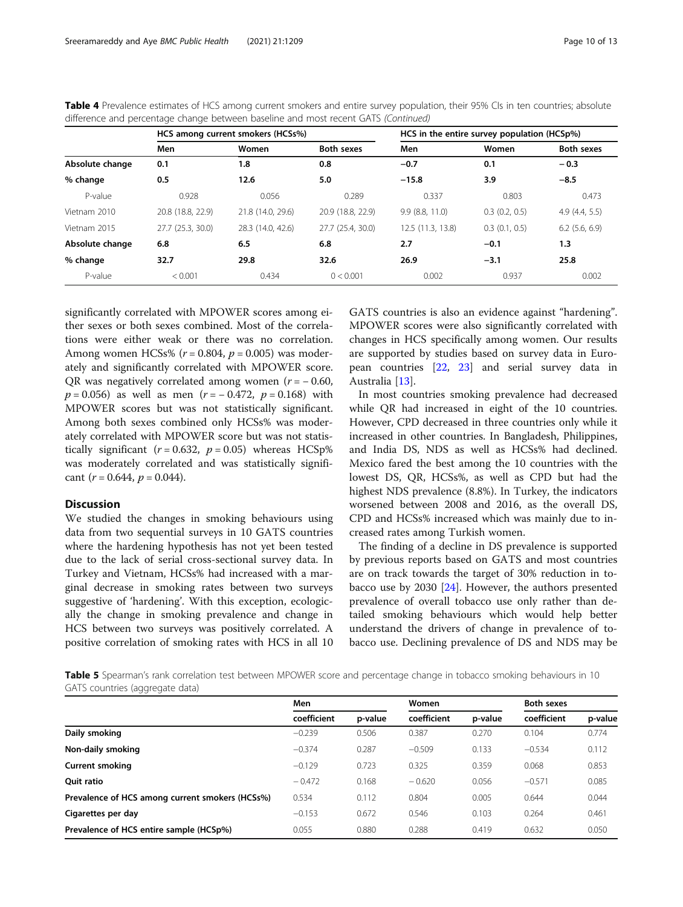**Table 4** Prevalence estimates of HCS among current smokers and entire survey population, their 95% CIs in ten countries; absolute difference and percentage change between baseline and most recent GATS *(Continued)*

| | HCS among current smokers (HCSs%) | | | HCS in the entire survey population (HCSp%) | | |
|---|---|---|---|---|---|---|
| | Men | Women | Both sexes | Men | Women | Both sexes |
| **Absolute change** | **0.1** | **1.8** | **0.8** | **−0.7** | **0.1** | **− 0.3** |
| **% change** | **0.5** | **12.6** | **5.0** | **−15.8** | **3.9** | **−8.5** |
| P-value | 0.928 | 0.056 | 0.289 | 0.337 | 0.803 | 0.473 |
| Vietnam 2010 | 20.8 (18.8, 22.9) | 21.8 (14.0, 29.6) | 20.9 (18.8, 22.9) | 9.9 (8.8, 11.0) | 0.3 (0.2, 0.5) | 4.9 (4.4, 5.5) |
| Vietnam 2015 | 27.7 (25.3, 30.0) | 28.3 (14.0, 42.6) | 27.7 (25.4, 30.0) | 12.5 (11.3, 13.8) | 0.3 (0.1, 0.5) | 6.2 (5.6, 6.9) |
| **Absolute change** | **6.8** | **6.5** | **6.8** | **2.7** | **−0.1** | **1.3** |
| **% change** | **32.7** | **29.8** | **32.6** | **26.9** | **−3.1** | **25.8** |
| P-value | < 0.001 | 0.434 | 0 < 0.001 | 0.002 | 0.937 | 0.002 |

significantly correlated with MPOWER scores among either sexes or both sexes combined. Most of the correlations were either weak or there was no correlation. Among women HCSs% ($r = 0.804$, $p = 0.005$) was moderately and significantly correlated with MPOWER score. QR was negatively correlated among women ($r = -0.60$, $p = 0.056$) as well as men ($r = -0.472$, $p = 0.168$) with MPOWER scores but was not statistically significant. Among both sexes combined only HCSs% was moderately correlated with MPOWER score but was not statistically significant ($r = 0.632$, $p = 0.05$) whereas HCSp% was moderately correlated and was statistically significant ($r = 0.644$, $p = 0.044$).

## Discussion

We studied the changes in smoking behaviours using data from two sequential surveys in 10 GATS countries where the hardening hypothesis has not yet been tested due to the lack of serial cross-sectional survey data. In Turkey and Vietnam, HCSs% had increased with a marginal decrease in smoking rates between two surveys suggestive of 'hardening'. With this exception, ecologically the change in smoking prevalence and change in HCS between two surveys was positively correlated. A positive correlation of smoking rates with HCS in all 10 GATS countries is also an evidence against "hardening". MPOWER scores were also significantly correlated with changes in HCS specifically among women. Our results are supported by studies based on survey data in European countries [22, 23] and serial survey data in Australia [13].

In most countries smoking prevalence had decreased while QR had increased in eight of the 10 countries. However, CPD decreased in three countries only while it increased in other countries. In Bangladesh, Philippines, and India DS, NDS as well as HCSs% had declined. Mexico fared the best among the 10 countries with the lowest DS, QR, HCSs%, as well as CPD but had the highest NDS prevalence (8.8%). In Turkey, the indicators worsened between 2008 and 2016, as the overall DS, CPD and HCSs% increased which was mainly due to increased rates among Turkish women.

The finding of a decline in DS prevalence is supported by previous reports based on GATS and most countries are on track towards the target of 30% reduction in tobacco use by 2030 [24]. However, the authors presented prevalence of overall tobacco use only rather than detailed smoking behaviours which would help better understand the drivers of change in prevalence of tobacco use. Declining prevalence of DS and NDS may be

**Table 5** Spearman's rank correlation test between MPOWER score and percentage change in tobacco smoking behaviours in 10 GATS countries (aggregate data)

| | Men | | Women | | Both sexes | |
|---|---|---|---|---|---|---|
| | coefficient | p-value | coefficient | p-value | coefficient | p-value |
| **Daily smoking** | −0.239 | 0.506 | 0.387 | 0.270 | 0.104 | 0.774 |
| **Non-daily smoking** | −0.374 | 0.287 | −0.509 | 0.133 | −0.534 | 0.112 |
| **Current smoking** | −0.129 | 0.723 | 0.325 | 0.359 | 0.068 | 0.853 |
| **Quit ratio** | − 0.472 | 0.168 | − 0.620 | 0.056 | −0.571 | 0.085 |
| **Prevalence of HCS among current smokers (HCSs%)** | 0.534 | 0.112 | 0.804 | 0.005 | 0.644 | 0.044 |
| **Cigarettes per day** | −0.153 | 0.672 | 0.546 | 0.103 | 0.264 | 0.461 |
| **Prevalence of HCS entire sample (HCSp%)** | 0.055 | 0.880 | 0.288 | 0.419 | 0.632 | 0.050 |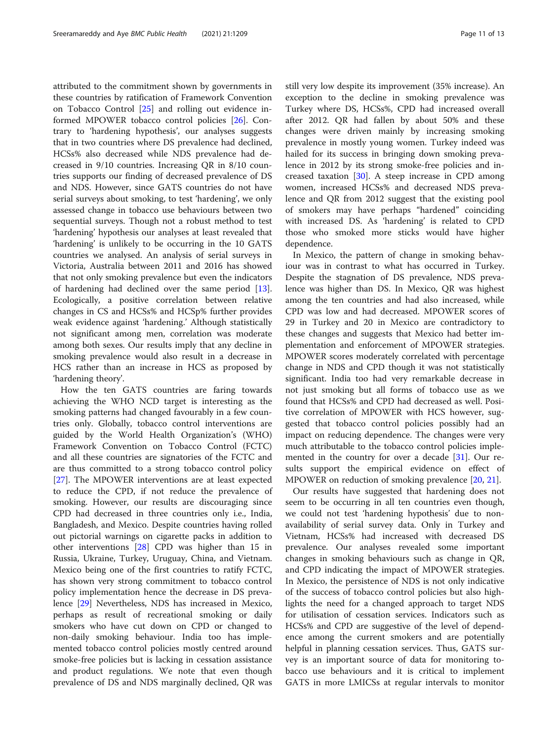attributed to the commitment shown by governments in these countries by ratification of Framework Convention on Tobacco Control [25] and rolling out evidence informed MPOWER tobacco control policies [26]. Contrary to 'hardening hypothesis', our analyses suggests that in two countries where DS prevalence had declined, HCSs% also decreased while NDS prevalence had decreased in 9/10 countries. Increasing QR in 8/10 countries supports our finding of decreased prevalence of DS and NDS. However, since GATS countries do not have serial surveys about smoking, to test 'hardening', we only assessed change in tobacco use behaviours between two sequential surveys. Though not a robust method to test 'hardening' hypothesis our analyses at least revealed that 'hardening' is unlikely to be occurring in the 10 GATS countries we analysed. An analysis of serial surveys in Victoria, Australia between 2011 and 2016 has showed that not only smoking prevalence but even the indicators of hardening had declined over the same period [13]. Ecologically, a positive correlation between relative changes in CS and HCSs% and HCSp% further provides weak evidence against 'hardening.' Although statistically not significant among men, correlation was moderate among both sexes. Our results imply that any decline in smoking prevalence would also result in a decrease in HCS rather than an increase in HCS as proposed by 'hardening theory'.

How the ten GATS countries are faring towards achieving the WHO NCD target is interesting as the smoking patterns had changed favourably in a few countries only. Globally, tobacco control interventions are guided by the World Health Organization's (WHO) Framework Convention on Tobacco Control (FCTC) and all these countries are signatories of the FCTC and are thus committed to a strong tobacco control policy [27]. The MPOWER interventions are at least expected to reduce the CPD, if not reduce the prevalence of smoking. However, our results are discouraging since CPD had decreased in three countries only i.e., India, Bangladesh, and Mexico. Despite countries having rolled out pictorial warnings on cigarette packs in addition to other interventions [28] CPD was higher than 15 in Russia, Ukraine, Turkey, Uruguay, China, and Vietnam. Mexico being one of the first countries to ratify FCTC, has shown very strong commitment to tobacco control policy implementation hence the decrease in DS prevalence [29] Nevertheless, NDS has increased in Mexico, perhaps as result of recreational smoking or daily smokers who have cut down on CPD or changed to non-daily smoking behaviour. India too has implemented tobacco control policies mostly centred around smoke-free policies but is lacking in cessation assistance and product regulations. We note that even though prevalence of DS and NDS marginally declined, QR was still very low despite its improvement (35% increase). An exception to the decline in smoking prevalence was Turkey where DS, HCSs%, CPD had increased overall after 2012. QR had fallen by about 50% and these changes were driven mainly by increasing smoking prevalence in mostly young women. Turkey indeed was hailed for its success in bringing down smoking prevalence in 2012 by its strong smoke-free policies and increased taxation [30]. A steep increase in CPD among women, increased HCSs% and decreased NDS prevalence and QR from 2012 suggest that the existing pool of smokers may have perhaps "hardened" coinciding with increased DS. As 'hardening' is related to CPD those who smoked more sticks would have higher dependence.

In Mexico, the pattern of change in smoking behaviour was in contrast to what has occurred in Turkey. Despite the stagnation of DS prevalence, NDS prevalence was higher than DS. In Mexico, QR was highest among the ten countries and had also increased, while CPD was low and had decreased. MPOWER scores of 29 in Turkey and 20 in Mexico are contradictory to these changes and suggests that Mexico had better implementation and enforcement of MPOWER strategies. MPOWER scores moderately correlated with percentage change in NDS and CPD though it was not statistically significant. India too had very remarkable decrease in not just smoking but all forms of tobacco use as we found that HCSs% and CPD had decreased as well. Positive correlation of MPOWER with HCS however, suggested that tobacco control policies possibly had an impact on reducing dependence. The changes were very much attributable to the tobacco control policies implemented in the country for over a decade [31]. Our results support the empirical evidence on effect of MPOWER on reduction of smoking prevalence [20, 21].

Our results have suggested that hardening does not seem to be occurring in all ten countries even though, we could not test 'hardening hypothesis' due to non-availability of serial survey data. Only in Turkey and Vietnam, HCSs% had increased with decreased DS prevalence. Our analyses revealed some important changes in smoking behaviours such as change in QR, and CPD indicating the impact of MPOWER strategies. In Mexico, the persistence of NDS is not only indicative of the success of tobacco control policies but also highlights the need for a changed approach to target NDS for utilisation of cessation services. Indicators such as HCSs% and CPD are suggestive of the level of dependence among the current smokers and are potentially helpful in planning cessation services. Thus, GATS survey is an important source of data for monitoring tobacco use behaviours and it is critical to implement GATS in more LMICSs at regular intervals to monitor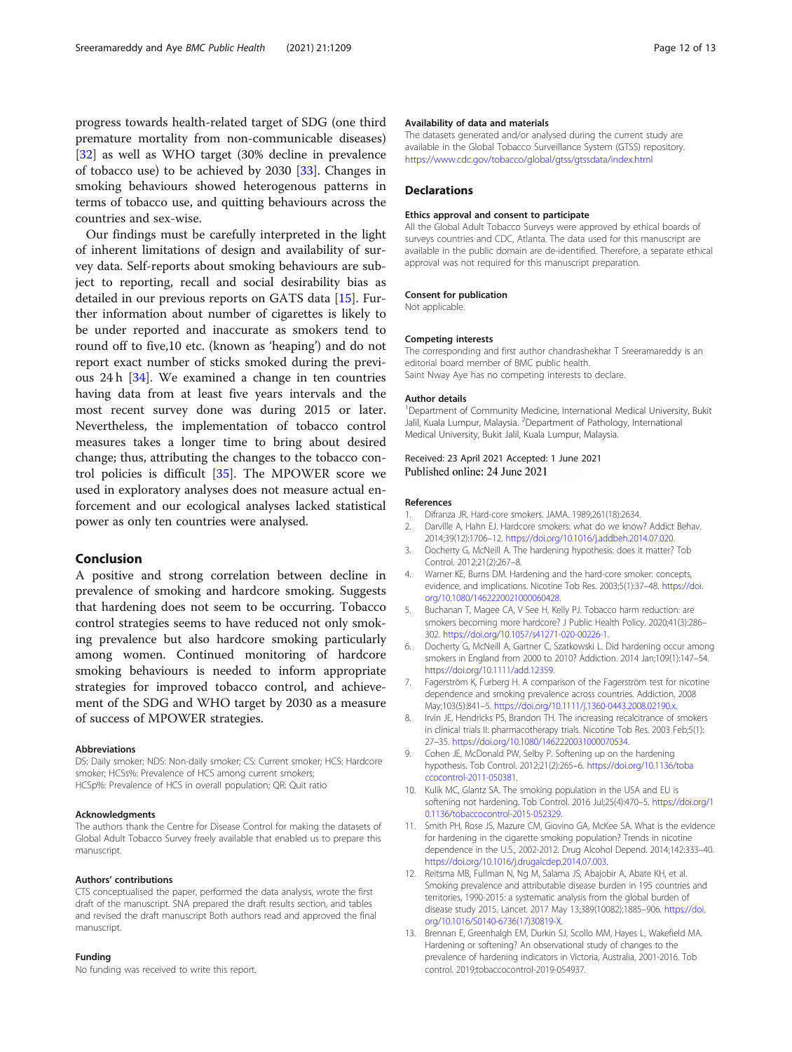progress towards health-related target of SDG (one third premature mortality from non-communicable diseases) [32] as well as WHO target (30% decline in prevalence of tobacco use) to be achieved by 2030 [33]. Changes in smoking behaviours showed heterogenous patterns in terms of tobacco use, and quitting behaviours across the countries and sex-wise.

Our findings must be carefully interpreted in the light of inherent limitations of design and availability of survey data. Self-reports about smoking behaviours are subject to reporting, recall and social desirability bias as detailed in our previous reports on GATS data [15]. Further information about number of cigarettes is likely to be under reported and inaccurate as smokers tend to round off to five,10 etc. (known as 'heaping') and do not report exact number of sticks smoked during the previous 24 h [34]. We examined a change in ten countries having data from at least five years intervals and the most recent survey done was during 2015 or later. Nevertheless, the implementation of tobacco control measures takes a longer time to bring about desired change; thus, attributing the changes to the tobacco control policies is difficult [35]. The MPOWER score we used in exploratory analyses does not measure actual enforcement and our ecological analyses lacked statistical power as only ten countries were analysed.

## Conclusion

A positive and strong correlation between decline in prevalence of smoking and hardcore smoking. Suggests that hardening does not seem to be occurring. Tobacco control strategies seems to have reduced not only smoking prevalence but also hardcore smoking particularly among women. Continued monitoring of hardcore smoking behaviours is needed to inform appropriate strategies for improved tobacco control, and achievement of the SDG and WHO target by 2030 as a measure of success of MPOWER strategies.

#### Abbreviations

DS: Daily smoker; NDS: Non-daily smoker; CS: Current smoker; HCS: Hardcore smoker; HCSs%: Prevalence of HCS among current smokers; HCSp%: Prevalence of HCS in overall population; QR: Quit ratio

#### Acknowledgments

The authors thank the Centre for Disease Control for making the datasets of Global Adult Tobacco Survey freely available that enabled us to prepare this manuscript.

#### Authors' contributions

CTS conceptualised the paper, performed the data analysis, wrote the first draft of the manuscript. SNA prepared the draft results section, and tables and revised the draft manuscript Both authors read and approved the final manuscript.

#### Funding

No funding was received to write this report.

#### Availability of data and materials

The datasets generated and/or analysed during the current study are available in the Global Tobacco Surveillance System (GTSS) repository. https://www.cdc.gov/tobacco/global/gtss/gtssdata/index.html

## Declarations

#### Ethics approval and consent to participate

All the Global Adult Tobacco Surveys were approved by ethical boards of surveys countries and CDC, Atlanta. The data used for this manuscript are available in the public domain are de-identified. Therefore, a separate ethical approval was not required for this manuscript preparation.

#### Consent for publication

Not applicable.

#### Competing interests

The corresponding and first author chandrashekhar T Sreeramareddy is an editorial board member of BMC public health.
Saint Nway Aye has no competing interests to declare.

#### Author details

[1]Department of Community Medicine, International Medical University, Bukit Jalil, Kuala Lumpur, Malaysia. [2]Department of Pathology, International Medical University, Bukit Jalil, Kuala Lumpur, Malaysia.

Received: 23 April 2021 Accepted: 1 June 2021
Published online: 24 June 2021

#### References

1. Difranza JR. Hard-core smokers. JAMA. 1989;261(18):2634.
2. Darville A, Hahn EJ. Hardcore smokers: what do we know? Addict Behav. 2014;39(12):1706–12. https://doi.org/10.1016/j.addbeh.2014.07.020.
3. Docherty G, McNeill A. The hardening hypothesis: does it matter? Tob Control. 2012;21(2):267–8.
4. Warner KE, Burns DM. Hardening and the hard-core smoker: concepts, evidence, and implications. Nicotine Tob Res. 2003;5(1):37–48. https://doi.org/10.1080/1462220021000060428.
5. Buchanan T, Magee CA, V See H, Kelly PJ. Tobacco harm reduction: are smokers becoming more hardcore? J Public Health Policy. 2020;41(3):286–302. https://doi.org/10.1057/s41271-020-00226-1.
6. Docherty G, McNeill A, Gartner C, Szatkowski L. Did hardening occur among smokers in England from 2000 to 2010? Addiction. 2014 Jan;109(1):147–54. https://doi.org/10.1111/add.12359.
7. Fagerström K, Furberg H. A comparison of the Fagerström test for nicotine dependence and smoking prevalence across countries. Addiction. 2008 May;103(5):841–5. https://doi.org/10.1111/j.1360-0443.2008.02190.x.
8. Irvin JE, Hendricks PS, Brandon TH. The increasing recalcitrance of smokers in clinical trials II: pharmacotherapy trials. Nicotine Tob Res. 2003 Feb;5(1):27–35. https://doi.org/10.1080/1462220031000070534.
9. Cohen JE, McDonald PW, Selby P. Softening up on the hardening hypothesis. Tob Control. 2012;21(2):265–6. https://doi.org/10.1136/tobaccocontrol-2011-050381.
10. Kulik MC, Glantz SA. The smoking population in the USA and EU is softening not hardening. Tob Control. 2016 Jul;25(4):470–5. https://doi.org/10.1136/tobaccocontrol-2015-052329.
11. Smith PH, Rose JS, Mazure CM, Giovino GA, McKee SA. What is the evidence for hardening in the cigarette smoking population? Trends in nicotine dependence in the U.S., 2002-2012. Drug Alcohol Depend. 2014;142:333–40. https://doi.org/10.1016/j.drugalcdep.2014.07.003.
12. Reitsma MB, Fullman N, Ng M, Salama JS, Abajobir A, Abate KH, et al. Smoking prevalence and attributable disease burden in 195 countries and territories, 1990-2015: a systematic analysis from the global burden of disease study 2015. Lancet. 2017 May 13;389(10082):1885–906. https://doi.org/10.1016/S0140-6736(17)30819-X.
13. Brennan E, Greenhalgh EM, Durkin SJ, Scollo MM, Hayes L, Wakefield MA. Hardening or softening? An observational study of changes to the prevalence of hardening indicators in Victoria, Australia, 2001-2016. Tob control. 2019;tobaccocontrol-2019-054937.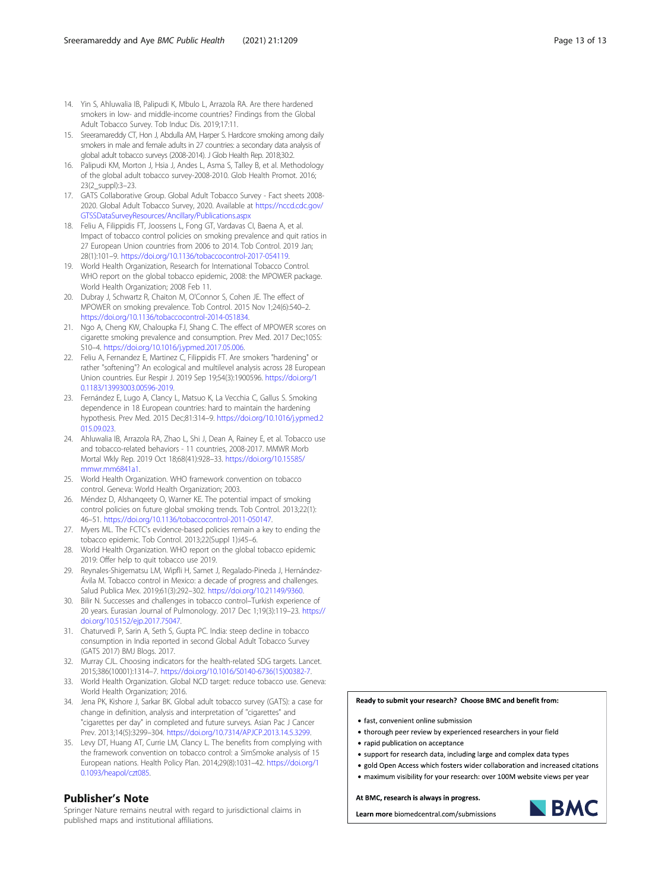14. Yin S, Ahluwalia IB, Palipudi K, Mbulo L, Arrazola RA. Are there hardened smokers in low- and middle-income countries? Findings from the Global Adult Tobacco Survey. Tob Induc Dis. 2019;17:11.
15. Sreeramareddy CT, Hon J, Abdulla AM, Harper S. Hardcore smoking among daily smokers in male and female adults in 27 countries: a secondary data analysis of global adult tobacco surveys (2008-2014). J Glob Health Rep. 2018;30:2.
16. Palipudi KM, Morton J, Hsia J, Andes L, Asma S, Talley B, et al. Methodology of the global adult tobacco survey-2008-2010. Glob Health Promot. 2016; 23(2_suppl):3–23.
17. GATS Collaborative Group. Global Adult Tobacco Survey - Fact sheets 2008-2020. Global Adult Tobacco Survey, 2020. Available at https://nccd.cdc.gov/GTSSDataSurveyResources/Ancillary/Publications.aspx
18. Feliu A, Filippidis FT, Joossens L, Fong GT, Vardavas CI, Baena A, et al. Impact of tobacco control policies on smoking prevalence and quit ratios in 27 European Union countries from 2006 to 2014. Tob Control. 2019 Jan; 28(1):101–9. https://doi.org/10.1136/tobaccocontrol-2017-054119.
19. World Health Organization, Research for International Tobacco Control. WHO report on the global tobacco epidemic, 2008: the MPOWER package. World Health Organization; 2008 Feb 11.
20. Dubray J, Schwartz R, Chaiton M, O'Connor S, Cohen JE. The effect of MPOWER on smoking prevalence. Tob Control. 2015 Nov 1;24(6):540–2. https://doi.org/10.1136/tobaccocontrol-2014-051834.
21. Ngo A, Cheng KW, Chaloupka FJ, Shang C. The effect of MPOWER scores on cigarette smoking prevalence and consumption. Prev Med. 2017 Dec;105S: S10–4. https://doi.org/10.1016/j.ypmed.2017.05.006.
22. Feliu A, Fernandez E, Martinez C, Filippidis FT. Are smokers "hardening" or rather "softening"? An ecological and multilevel analysis across 28 European Union countries. Eur Respir J. 2019 Sep 19;54(3):1900596. https://doi.org/10.1183/13993003.00596-2019.
23. Fernández E, Lugo A, Clancy L, Matsuo K, La Vecchia C, Gallus S. Smoking dependence in 18 European countries: hard to maintain the hardening hypothesis. Prev Med. 2015 Dec;81:314–9. https://doi.org/10.1016/j.ypmed.2015.09.023.
24. Ahluwalia IB, Arrazola RA, Zhao L, Shi J, Dean A, Rainey E, et al. Tobacco use and tobacco-related behaviors - 11 countries, 2008-2017. MMWR Morb Mortal Wkly Rep. 2019 Oct 18;68(41):928–33. https://doi.org/10.15585/mmwr.mm6841a1.
25. World Health Organization. WHO framework convention on tobacco control. Geneva: World Health Organization; 2003.
26. Méndez D, Alshanqeety O, Warner KE. The potential impact of smoking control policies on future global smoking trends. Tob Control. 2013;22(1): 46–51. https://doi.org/10.1136/tobaccocontrol-2011-050147.
27. Myers ML. The FCTC's evidence-based policies remain a key to ending the tobacco epidemic. Tob Control. 2013;22(Suppl 1):i45–6.
28. World Health Organization. WHO report on the global tobacco epidemic 2019: Offer help to quit tobacco use 2019.
29. Reynales-Shigematsu LM, Wipfli H, Samet J, Regalado-Pineda J, Hernández-Ávila M. Tobacco control in Mexico: a decade of progress and challenges. Salud Publica Mex. 2019;61(3):292–302. https://doi.org/10.21149/9360.
30. Bilir N. Successes and challenges in tobacco control–Turkish experience of 20 years. Eurasian Journal of Pulmonology. 2017 Dec 1;19(3):119–23. https://doi.org/10.5152/ejp.2017.75047.
31. Chaturvedi P, Sarin A, Seth S, Gupta PC. India: steep decline in tobacco consumption in India reported in second Global Adult Tobacco Survey (GATS 2017) BMJ Blogs. 2017.
32. Murray CJL. Choosing indicators for the health-related SDG targets. Lancet. 2015;386(10001):1314–7. https://doi.org/10.1016/S0140-6736(15)00382-7.
33. World Health Organization. Global NCD target: reduce tobacco use. Geneva: World Health Organization; 2016.
34. Jena PK, Kishore J, Sarkar BK. Global adult tobacco survey (GATS): a case for change in definition, analysis and interpretation of "cigarettes" and "cigarettes per day" in completed and future surveys. Asian Pac J Cancer Prev. 2013;14(5):3299–304. https://doi.org/10.7314/APJCP.2013.14.5.3299.
35. Levy DT, Huang AT, Currie LM, Clancy L. The benefits from complying with the framework convention on tobacco control: a SimSmoke analysis of 15 European nations. Health Policy Plan. 2014;29(8):1031–42. https://doi.org/10.1093/heapol/czt085.

## Publisher's Note

Springer Nature remains neutral with regard to jurisdictional claims in published maps and institutional affiliations.

**Ready to submit your research? Choose BMC and benefit from:**

- fast, convenient online submission
- thorough peer review by experienced researchers in your field
- rapid publication on acceptance
- support for research data, including large and complex data types
- gold Open Access which fosters wider collaboration and increased citations
- maximum visibility for your research: over 100M website views per year

**At BMC, research is always in progress.**

**Learn more** biomedcentral.com/submissions

BMC